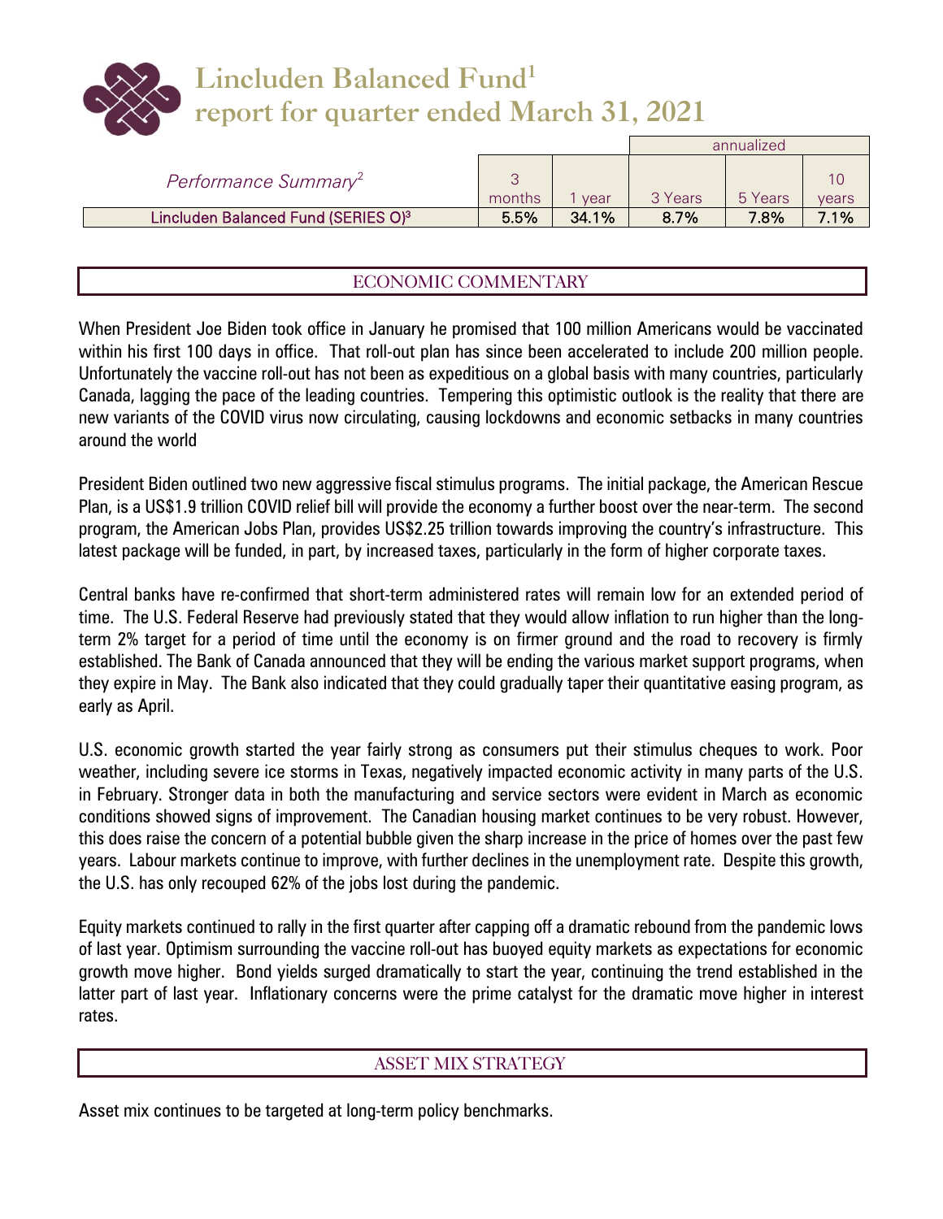# Lincluden Balanced Fund[1]
# report for quarter ended March 31, 2021

| *Performance Summary*[2] | 3 months | 1 year | annualized 3 Years | 5 Years | 10 years |
|---|---|---|---|---|---|
| Lincluden Balanced Fund (SERIES O)[3] | 5.5% | 34.1% | 8.7% | 7.8% | 7.1% |

## ECONOMIC COMMENTARY

When President Joe Biden took office in January he promised that 100 million Americans would be vaccinated within his first 100 days in office. That roll-out plan has since been accelerated to include 200 million people. Unfortunately the vaccine roll-out has not been as expeditious on a global basis with many countries, particularly Canada, lagging the pace of the leading countries. Tempering this optimistic outlook is the reality that there are new variants of the COVID virus now circulating, causing lockdowns and economic setbacks in many countries around the world

President Biden outlined two new aggressive fiscal stimulus programs. The initial package, the American Rescue Plan, is a US$1.9 trillion COVID relief bill will provide the economy a further boost over the near-term. The second program, the American Jobs Plan, provides US$2.25 trillion towards improving the country's infrastructure. This latest package will be funded, in part, by increased taxes, particularly in the form of higher corporate taxes.

Central banks have re-confirmed that short-term administered rates will remain low for an extended period of time. The U.S. Federal Reserve had previously stated that they would allow inflation to run higher than the long-term 2% target for a period of time until the economy is on firmer ground and the road to recovery is firmly established. The Bank of Canada announced that they will be ending the various market support programs, when they expire in May. The Bank also indicated that they could gradually taper their quantitative easing program, as early as April.

U.S. economic growth started the year fairly strong as consumers put their stimulus cheques to work. Poor weather, including severe ice storms in Texas, negatively impacted economic activity in many parts of the U.S. in February. Stronger data in both the manufacturing and service sectors were evident in March as economic conditions showed signs of improvement. The Canadian housing market continues to be very robust. However, this does raise the concern of a potential bubble given the sharp increase in the price of homes over the past few years. Labour markets continue to improve, with further declines in the unemployment rate. Despite this growth, the U.S. has only recouped 62% of the jobs lost during the pandemic.

Equity markets continued to rally in the first quarter after capping off a dramatic rebound from the pandemic lows of last year. Optimism surrounding the vaccine roll-out has buoyed equity markets as expectations for economic growth move higher. Bond yields surged dramatically to start the year, continuing the trend established in the latter part of last year. Inflationary concerns were the prime catalyst for the dramatic move higher in interest rates.

## ASSET MIX STRATEGY

Asset mix continues to be targeted at long-term policy benchmarks.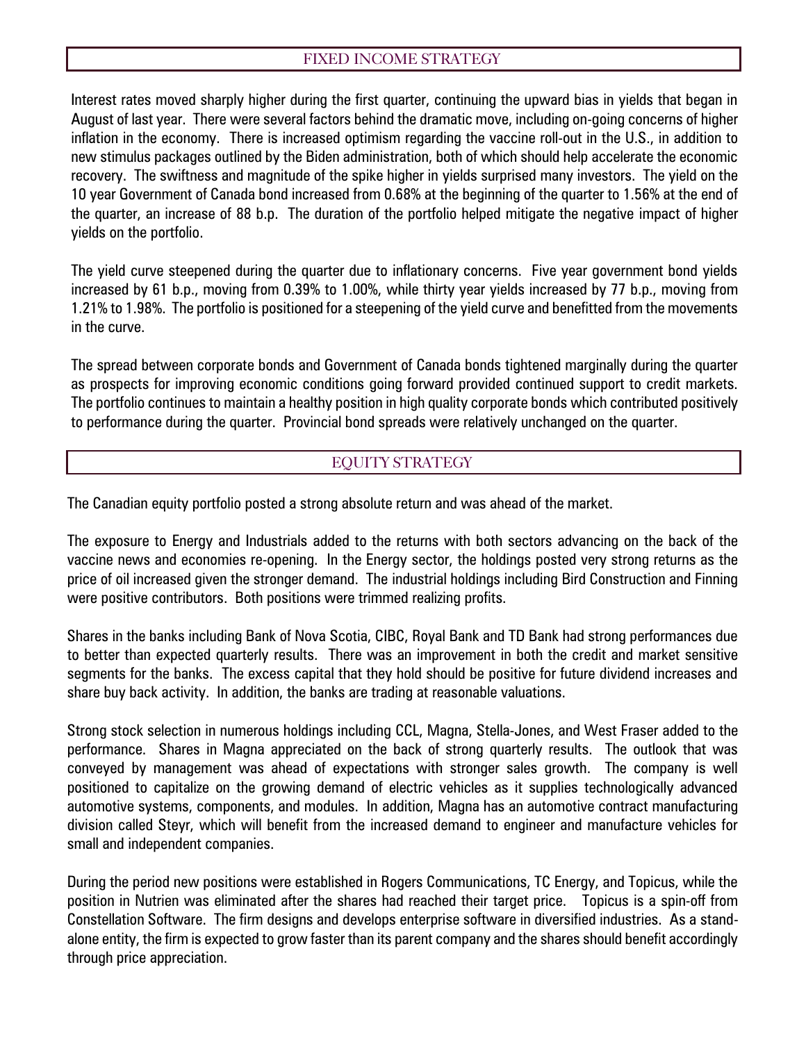## FIXED INCOME STRATEGY

Interest rates moved sharply higher during the first quarter, continuing the upward bias in yields that began in August of last year. There were several factors behind the dramatic move, including on-going concerns of higher inflation in the economy. There is increased optimism regarding the vaccine roll-out in the U.S., in addition to new stimulus packages outlined by the Biden administration, both of which should help accelerate the economic recovery. The swiftness and magnitude of the spike higher in yields surprised many investors. The yield on the 10 year Government of Canada bond increased from 0.68% at the beginning of the quarter to 1.56% at the end of the quarter, an increase of 88 b.p. The duration of the portfolio helped mitigate the negative impact of higher yields on the portfolio.

The yield curve steepened during the quarter due to inflationary concerns. Five year government bond yields increased by 61 b.p., moving from 0.39% to 1.00%, while thirty year yields increased by 77 b.p., moving from 1.21% to 1.98%. The portfolio is positioned for a steepening of the yield curve and benefitted from the movements in the curve.

The spread between corporate bonds and Government of Canada bonds tightened marginally during the quarter as prospects for improving economic conditions going forward provided continued support to credit markets. The portfolio continues to maintain a healthy position in high quality corporate bonds which contributed positively to performance during the quarter. Provincial bond spreads were relatively unchanged on the quarter.

## EQUITY STRATEGY

The Canadian equity portfolio posted a strong absolute return and was ahead of the market.

The exposure to Energy and Industrials added to the returns with both sectors advancing on the back of the vaccine news and economies re-opening. In the Energy sector, the holdings posted very strong returns as the price of oil increased given the stronger demand. The industrial holdings including Bird Construction and Finning were positive contributors. Both positions were trimmed realizing profits.

Shares in the banks including Bank of Nova Scotia, CIBC, Royal Bank and TD Bank had strong performances due to better than expected quarterly results. There was an improvement in both the credit and market sensitive segments for the banks. The excess capital that they hold should be positive for future dividend increases and share buy back activity. In addition, the banks are trading at reasonable valuations.

Strong stock selection in numerous holdings including CCL, Magna, Stella-Jones, and West Fraser added to the performance. Shares in Magna appreciated on the back of strong quarterly results. The outlook that was conveyed by management was ahead of expectations with stronger sales growth. The company is well positioned to capitalize on the growing demand of electric vehicles as it supplies technologically advanced automotive systems, components, and modules. In addition, Magna has an automotive contract manufacturing division called Steyr, which will benefit from the increased demand to engineer and manufacture vehicles for small and independent companies.

During the period new positions were established in Rogers Communications, TC Energy, and Topicus, while the position in Nutrien was eliminated after the shares had reached their target price. Topicus is a spin-off from Constellation Software. The firm designs and develops enterprise software in diversified industries. As a stand-alone entity, the firm is expected to grow faster than its parent company and the shares should benefit accordingly through price appreciation.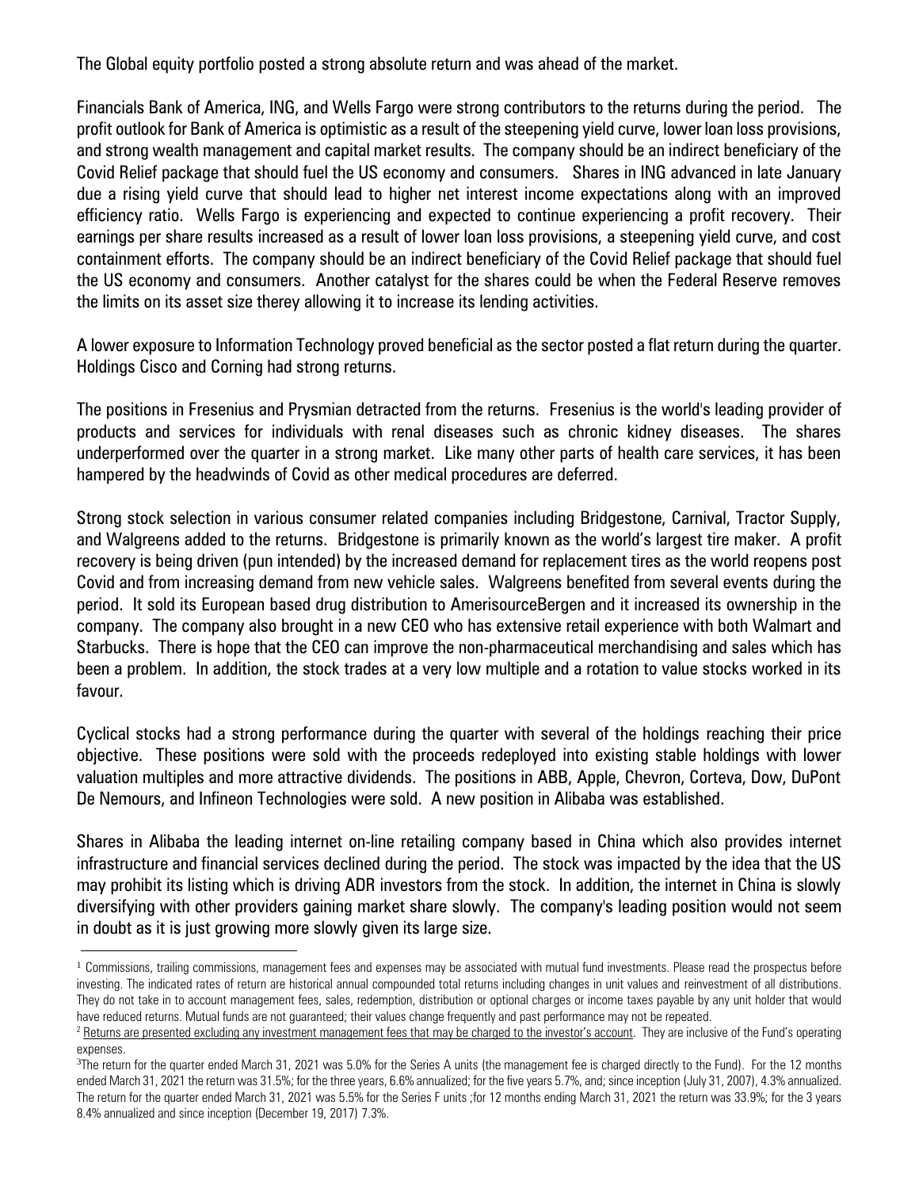The Global equity portfolio posted a strong absolute return and was ahead of the market.

Financials Bank of America, ING, and Wells Fargo were strong contributors to the returns during the period. The profit outlook for Bank of America is optimistic as a result of the steepening yield curve, lower loan loss provisions, and strong wealth management and capital market results. The company should be an indirect beneficiary of the Covid Relief package that should fuel the US economy and consumers. Shares in ING advanced in late January due a rising yield curve that should lead to higher net interest income expectations along with an improved efficiency ratio. Wells Fargo is experiencing and expected to continue experiencing a profit recovery. Their earnings per share results increased as a result of lower loan loss provisions, a steepening yield curve, and cost containment efforts. The company should be an indirect beneficiary of the Covid Relief package that should fuel the US economy and consumers. Another catalyst for the shares could be when the Federal Reserve removes the limits on its asset size therey allowing it to increase its lending activities.

A lower exposure to Information Technology proved beneficial as the sector posted a flat return during the quarter. Holdings Cisco and Corning had strong returns.

The positions in Fresenius and Prysmian detracted from the returns. Fresenius is the world's leading provider of products and services for individuals with renal diseases such as chronic kidney diseases. The shares underperformed over the quarter in a strong market. Like many other parts of health care services, it has been hampered by the headwinds of Covid as other medical procedures are deferred.

Strong stock selection in various consumer related companies including Bridgestone, Carnival, Tractor Supply, and Walgreens added to the returns. Bridgestone is primarily known as the world's largest tire maker. A profit recovery is being driven (pun intended) by the increased demand for replacement tires as the world reopens post Covid and from increasing demand from new vehicle sales. Walgreens benefited from several events during the period. It sold its European based drug distribution to AmerisourceBergen and it increased its ownership in the company. The company also brought in a new CEO who has extensive retail experience with both Walmart and Starbucks. There is hope that the CEO can improve the non-pharmaceutical merchandising and sales which has been a problem. In addition, the stock trades at a very low multiple and a rotation to value stocks worked in its favour.

Cyclical stocks had a strong performance during the quarter with several of the holdings reaching their price objective. These positions were sold with the proceeds redeployed into existing stable holdings with lower valuation multiples and more attractive dividends. The positions in ABB, Apple, Chevron, Corteva, Dow, DuPont De Nemours, and Infineon Technologies were sold. A new position in Alibaba was established.

Shares in Alibaba the leading internet on-line retailing company based in China which also provides internet infrastructure and financial services declined during the period. The stock was impacted by the idea that the US may prohibit its listing which is driving ADR investors from the stock. In addition, the internet in China is slowly diversifying with other providers gaining market share slowly. The company's leading position would not seem in doubt as it is just growing more slowly given its large size.

---

[1] Commissions, trailing commissions, management fees and expenses may be associated with mutual fund investments. Please read the prospectus before investing. The indicated rates of return are historical annual compounded total returns including changes in unit values and reinvestment of all distributions. They do not take in to account management fees, sales, redemption, distribution or optional charges or income taxes payable by any unit holder that would have reduced returns. Mutual funds are not guaranteed; their values change frequently and past performance may not be repeated.

[2] Returns are presented excluding any investment management fees that may be charged to the investor's account. They are inclusive of the Fund's operating expenses.

[3] The return for the quarter ended March 31, 2021 was 5.0% for the Series A units (the management fee is charged directly to the Fund). For the 12 months ended March 31, 2021 the return was 31.5%; for the three years, 6.6% annualized; for the five years 5.7%, and; since inception (July 31, 2007), 4.3% annualized. The return for the quarter ended March 31, 2021 was 5.5% for the Series F units ;for 12 months ending March 31, 2021 the return was 33.9%; for the 3 years 8.4% annualized and since inception (December 19, 2017) 7.3%.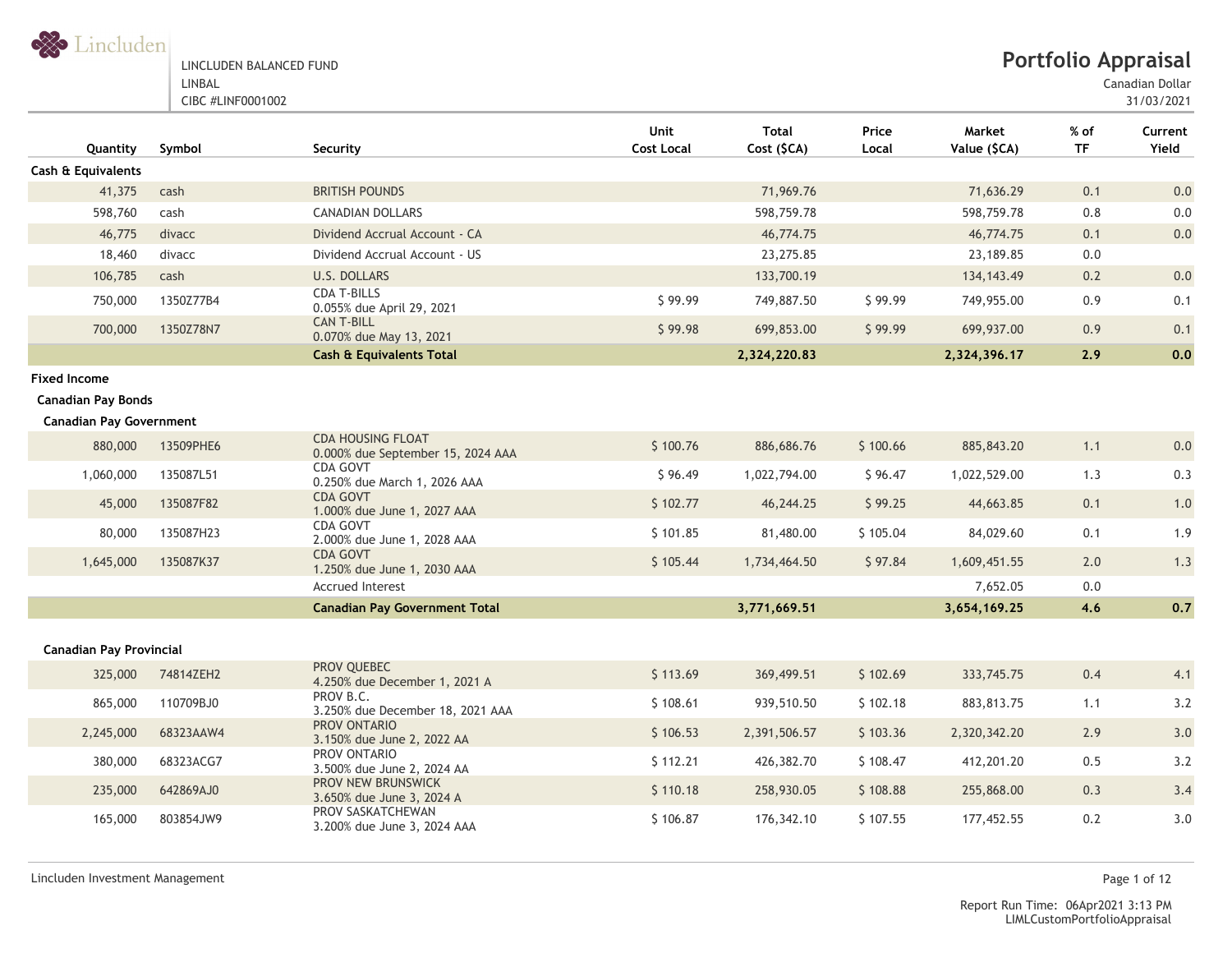Lincluden

LINCLUDEN BALANCED FUND
LINBAL
CIBC #LINF0001002

# Portfolio Appraisal

Canadian Dollar
31/03/2021

| Quantity | Symbol | Security | Unit Cost Local | Total Cost ($CA) | Price Local | Market Value ($CA) | % of TF | Current Yield |
|---|---|---|---|---|---|---|---|---|
| **Cash & Equivalents** | | | | | | | | |
| 41,375 | cash | BRITISH POUNDS | | 71,969.76 | | 71,636.29 | 0.1 | 0.0 |
| 598,760 | cash | CANADIAN DOLLARS | | 598,759.78 | | 598,759.78 | 0.8 | 0.0 |
| 46,775 | divacc | Dividend Accrual Account - CA | | 46,774.75 | | 46,774.75 | 0.1 | 0.0 |
| 18,460 | divacc | Dividend Accrual Account - US | | 23,275.85 | | 23,189.85 | 0.0 | |
| 106,785 | cash | U.S. DOLLARS | | 133,700.19 | | 134,143.49 | 0.2 | 0.0 |
| 750,000 | 1350Z77B4 | CDA T-BILLS 0.055% due April 29, 2021 | $ 99.99 | 749,887.50 | $ 99.99 | 749,955.00 | 0.9 | 0.1 |
| 700,000 | 1350Z78N7 | CAN T-BILL 0.070% due May 13, 2021 | $ 99.98 | 699,853.00 | $ 99.99 | 699,937.00 | 0.9 | 0.1 |
| | | **Cash & Equivalents Total** | | **2,324,220.83** | | **2,324,396.17** | **2.9** | **0.0** |
| **Fixed Income** | | | | | | | | |
| **Canadian Pay Bonds** | | | | | | | | |
| **Canadian Pay Government** | | | | | | | | |
| 880,000 | 13509PHE6 | CDA HOUSING FLOAT 0.000% due September 15, 2024 AAA | $ 100.76 | 886,686.76 | $ 100.66 | 885,843.20 | 1.1 | 0.0 |
| 1,060,000 | 135087L51 | CDA GOVT 0.250% due March 1, 2026 AAA | $ 96.49 | 1,022,794.00 | $ 96.47 | 1,022,529.00 | 1.3 | 0.3 |
| 45,000 | 135087F82 | CDA GOVT 1.000% due June 1, 2027 AAA | $ 102.77 | 46,244.25 | $ 99.25 | 44,663.85 | 0.1 | 1.0 |
| 80,000 | 135087H23 | CDA GOVT 2.000% due June 1, 2028 AAA | $ 101.85 | 81,480.00 | $ 105.04 | 84,029.60 | 0.1 | 1.9 |
| 1,645,000 | 135087K37 | CDA GOVT 1.250% due June 1, 2030 AAA | $ 105.44 | 1,734,464.50 | $ 97.84 | 1,609,451.55 | 2.0 | 1.3 |
| | | Accrued Interest | | | | 7,652.05 | 0.0 | |
| | | **Canadian Pay Government Total** | | **3,771,669.51** | | **3,654,169.25** | **4.6** | **0.7** |
| **Canadian Pay Provincial** | | | | | | | | |
| 325,000 | 74814ZEH2 | PROV QUEBEC 4.250% due December 1, 2021 A | $ 113.69 | 369,499.51 | $ 102.69 | 333,745.75 | 0.4 | 4.1 |
| 865,000 | 110709BJ0 | PROV B.C. 3.250% due December 18, 2021 AAA | $ 108.61 | 939,510.50 | $ 102.18 | 883,813.75 | 1.1 | 3.2 |
| 2,245,000 | 68323AAW4 | PROV ONTARIO 3.150% due June 2, 2022 AA | $ 106.53 | 2,391,506.57 | $ 103.36 | 2,320,342.20 | 2.9 | 3.0 |
| 380,000 | 68323ACG7 | PROV ONTARIO 3.500% due June 2, 2024 AA | $ 112.21 | 426,382.70 | $ 108.47 | 412,201.20 | 0.5 | 3.2 |
| 235,000 | 642869AJ0 | PROV NEW BRUNSWICK 3.650% due June 3, 2024 A | $ 110.18 | 258,930.05 | $ 108.88 | 255,868.00 | 0.3 | 3.4 |
| 165,000 | 803854JW9 | PROV SASKATCHEWAN 3.200% due June 3, 2024 AAA | $ 106.87 | 176,342.10 | $ 107.55 | 177,452.55 | 0.2 | 3.0 |

Lincluden Investment Management

Report Run Time: 06Apr2021 3:13 PM
LIMLCustomPortfolioAppraisal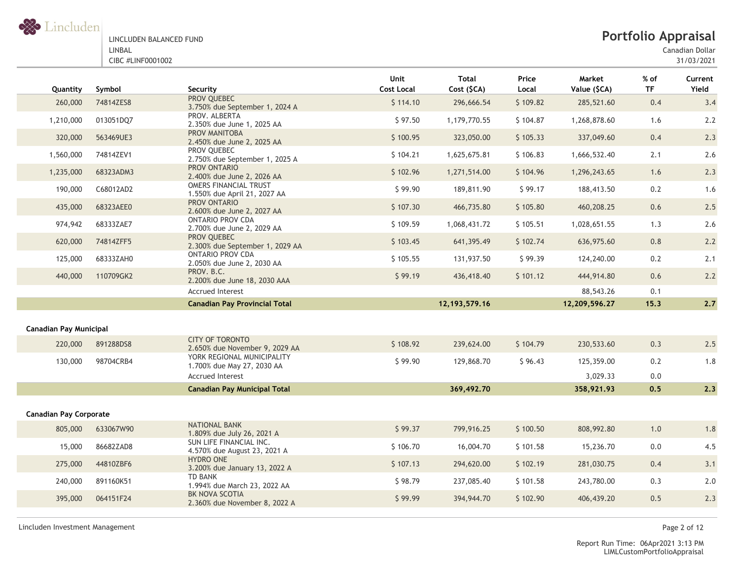LINCLUDEN BALANCED FUND
LINBAL
CIBC #LINF0001002

# Portfolio Appraisal

Canadian Dollar
31/03/2021

| Quantity | Symbol | Security | Unit Cost Local | Total Cost ($CA) | Price Local | Market Value ($CA) | % of TF | Current Yield |
|---|---|---|---|---|---|---|---|---|
| 260,000 | 74814ZES8 | PROV QUEBEC 3.750% due September 1, 2024 A | $ 114.10 | 296,666.54 | $ 109.82 | 285,521.60 | 0.4 | 3.4 |
| 1,210,000 | 013051DQ7 | PROV. ALBERTA 2.350% due June 1, 2025 AA | $ 97.50 | 1,179,770.55 | $ 104.87 | 1,268,878.60 | 1.6 | 2.2 |
| 320,000 | 563469UE3 | PROV MANITOBA 2.450% due June 2, 2025 AA | $ 100.95 | 323,050.00 | $ 105.33 | 337,049.60 | 0.4 | 2.3 |
| 1,560,000 | 74814ZEV1 | PROV QUEBEC 2.750% due September 1, 2025 A | $ 104.21 | 1,625,675.81 | $ 106.83 | 1,666,532.40 | 2.1 | 2.6 |
| 1,235,000 | 68323ADM3 | PROV ONTARIO 2.400% due June 2, 2026 AA | $ 102.96 | 1,271,514.00 | $ 104.96 | 1,296,243.65 | 1.6 | 2.3 |
| 190,000 | C68012AD2 | OMERS FINANCIAL TRUST 1.550% due April 21, 2027 AA | $ 99.90 | 189,811.90 | $ 99.17 | 188,413.50 | 0.2 | 1.6 |
| 435,000 | 68323AEE0 | PROV ONTARIO 2.600% due June 2, 2027 AA | $ 107.30 | 466,735.80 | $ 105.80 | 460,208.25 | 0.6 | 2.5 |
| 974,942 | 68333ZAE7 | ONTARIO PROV CDA 2.700% due June 2, 2029 AA | $ 109.59 | 1,068,431.72 | $ 105.51 | 1,028,651.55 | 1.3 | 2.6 |
| 620,000 | 74814ZFF5 | PROV QUEBEC 2.300% due September 1, 2029 AA | $ 103.45 | 641,395.49 | $ 102.74 | 636,975.60 | 0.8 | 2.2 |
| 125,000 | 68333ZAH0 | ONTARIO PROV CDA 2.050% due June 2, 2030 AA | $ 105.55 | 131,937.50 | $ 99.39 | 124,240.00 | 0.2 | 2.1 |
| 440,000 | 110709GK2 | PROV. B.C. 2.200% due June 18, 2030 AAA | $ 99.19 | 436,418.40 | $ 101.12 | 444,914.80 | 0.6 | 2.2 |
| | | Accrued Interest | | | | 88,543.26 | 0.1 | |
| | | **Canadian Pay Provincial Total** | | **12,193,579.16** | | **12,209,596.27** | **15.3** | **2.7** |
| **Canadian Pay Municipal** | | | | | | | | |
| 220,000 | 891288DS8 | CITY OF TORONTO 2.650% due November 9, 2029 AA | $ 108.92 | 239,624.00 | $ 104.79 | 230,533.60 | 0.3 | 2.5 |
| 130,000 | 98704CRB4 | YORK REGIONAL MUNICIPALITY 1.700% due May 27, 2030 AA | $ 99.90 | 129,868.70 | $ 96.43 | 125,359.00 | 0.2 | 1.8 |
| | | Accrued Interest | | | | 3,029.33 | 0.0 | |
| | | **Canadian Pay Municipal Total** | | **369,492.70** | | **358,921.93** | **0.5** | **2.3** |
| **Canadian Pay Corporate** | | | | | | | | |
| 805,000 | 633067W90 | NATIONAL BANK 1.809% due July 26, 2021 A | $ 99.37 | 799,916.25 | $ 100.50 | 808,992.80 | 1.0 | 1.8 |
| 15,000 | 86682ZAD8 | SUN LIFE FINANCIAL INC. 4.570% due August 23, 2021 A | $ 106.70 | 16,004.70 | $ 101.58 | 15,236.70 | 0.0 | 4.5 |
| 275,000 | 44810ZBF6 | HYDRO ONE 3.200% due January 13, 2022 A | $ 107.13 | 294,620.00 | $ 102.19 | 281,030.75 | 0.4 | 3.1 |
| 240,000 | 891160K51 | TD BANK 1.994% due March 23, 2022 AA | $ 98.79 | 237,085.40 | $ 101.58 | 243,780.00 | 0.3 | 2.0 |
| 395,000 | 064151F24 | BK NOVA SCOTIA 2.360% due November 8, 2022 A | $ 99.99 | 394,944.70 | $ 102.90 | 406,439.20 | 0.5 | 2.3 |

Lincluden Investment Management

Report Run Time: 06Apr2021 3:13 PM
LIMLCustomPortfolioAppraisal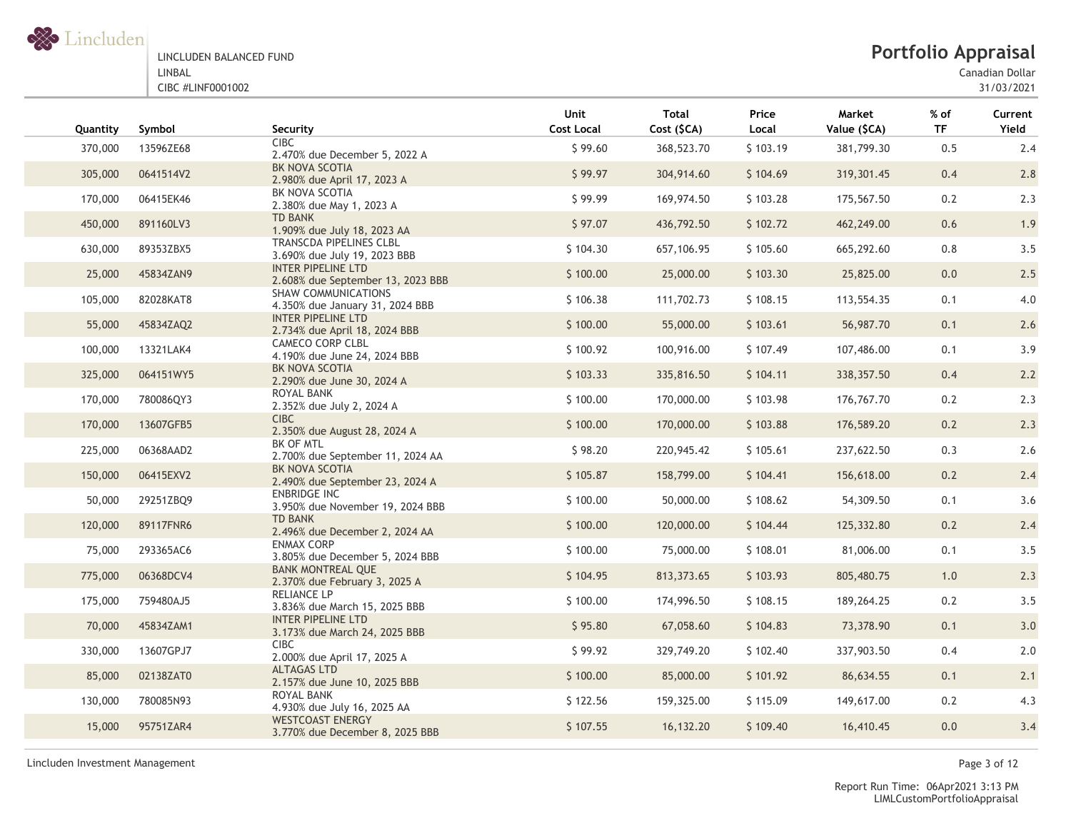LINCLUDEN BALANCED FUND
LINBAL
CIBC #LINF0001002

# Portfolio Appraisal

Canadian Dollar
31/03/2021

| Quantity | Symbol | Security | Unit Cost Local | Total Cost ($CA) | Price Local | Market Value ($CA) | % of TF | Current Yield |
|---|---|---|---|---|---|---|---|---|
| 370,000 | 13596ZE68 | CIBC 2.470% due December 5, 2022 A | $ 99.60 | 368,523.70 | $ 103.19 | 381,799.30 | 0.5 | 2.4 |
| 305,000 | 0641514V2 | BK NOVA SCOTIA 2.980% due April 17, 2023 A | $ 99.97 | 304,914.60 | $ 104.69 | 319,301.45 | 0.4 | 2.8 |
| 170,000 | 06415EK46 | BK NOVA SCOTIA 2.380% due May 1, 2023 A | $ 99.99 | 169,974.50 | $ 103.28 | 175,567.50 | 0.2 | 2.3 |
| 450,000 | 891160LV3 | TD BANK 1.909% due July 18, 2023 AA | $ 97.07 | 436,792.50 | $ 102.72 | 462,249.00 | 0.6 | 1.9 |
| 630,000 | 89353ZBX5 | TRANSCDA PIPELINES CLBL 3.690% due July 19, 2023 BBB | $ 104.30 | 657,106.95 | $ 105.60 | 665,292.60 | 0.8 | 3.5 |
| 25,000 | 45834ZAN9 | INTER PIPELINE LTD 2.608% due September 13, 2023 BBB | $ 100.00 | 25,000.00 | $ 103.30 | 25,825.00 | 0.0 | 2.5 |
| 105,000 | 82028KAT8 | SHAW COMMUNICATIONS 4.350% due January 31, 2024 BBB | $ 106.38 | 111,702.73 | $ 108.15 | 113,554.35 | 0.1 | 4.0 |
| 55,000 | 45834ZAQ2 | INTER PIPELINE LTD 2.734% due April 18, 2024 BBB | $ 100.00 | 55,000.00 | $ 103.61 | 56,987.70 | 0.1 | 2.6 |
| 100,000 | 13321LAK4 | CAMECO CORP CLBL 4.190% due June 24, 2024 BBB | $ 100.92 | 100,916.00 | $ 107.49 | 107,486.00 | 0.1 | 3.9 |
| 325,000 | 064151WY5 | BK NOVA SCOTIA 2.290% due June 30, 2024 A | $ 103.33 | 335,816.50 | $ 104.11 | 338,357.50 | 0.4 | 2.2 |
| 170,000 | 780086QY3 | ROYAL BANK 2.352% due July 2, 2024 A | $ 100.00 | 170,000.00 | $ 103.98 | 176,767.70 | 0.2 | 2.3 |
| 170,000 | 13607GFB5 | CIBC 2.350% due August 28, 2024 A | $ 100.00 | 170,000.00 | $ 103.88 | 176,589.20 | 0.2 | 2.3 |
| 225,000 | 06368AAD2 | BK OF MTL 2.700% due September 11, 2024 AA | $ 98.20 | 220,945.42 | $ 105.61 | 237,622.50 | 0.3 | 2.6 |
| 150,000 | 06415EXV2 | BK NOVA SCOTIA 2.490% due September 23, 2024 A | $ 105.87 | 158,799.00 | $ 104.41 | 156,618.00 | 0.2 | 2.4 |
| 50,000 | 29251ZBQ9 | ENBRIDGE INC 3.950% due November 19, 2024 BBB | $ 100.00 | 50,000.00 | $ 108.62 | 54,309.50 | 0.1 | 3.6 |
| 120,000 | 89117FNR6 | TD BANK 2.496% due December 2, 2024 AA | $ 100.00 | 120,000.00 | $ 104.44 | 125,332.80 | 0.2 | 2.4 |
| 75,000 | 293365AC6 | ENMAX CORP 3.805% due December 5, 2024 BBB | $ 100.00 | 75,000.00 | $ 108.01 | 81,006.00 | 0.1 | 3.5 |
| 775,000 | 06368DCV4 | BANK MONTREAL QUE 2.370% due February 3, 2025 A | $ 104.95 | 813,373.65 | $ 103.93 | 805,480.75 | 1.0 | 2.3 |
| 175,000 | 759480AJ5 | RELIANCE LP 3.836% due March 15, 2025 BBB | $ 100.00 | 174,996.50 | $ 108.15 | 189,264.25 | 0.2 | 3.5 |
| 70,000 | 45834ZAM1 | INTER PIPELINE LTD 3.173% due March 24, 2025 BBB | $ 95.80 | 67,058.60 | $ 104.83 | 73,378.90 | 0.1 | 3.0 |
| 330,000 | 13607GPJ7 | CIBC 2.000% due April 17, 2025 A | $ 99.92 | 329,749.20 | $ 102.40 | 337,903.50 | 0.4 | 2.0 |
| 85,000 | 02138ZAT0 | ALTAGAS LTD 2.157% due June 10, 2025 BBB | $ 100.00 | 85,000.00 | $ 101.92 | 86,634.55 | 0.1 | 2.1 |
| 130,000 | 780085N93 | ROYAL BANK 4.930% due July 16, 2025 AA | $ 122.56 | 159,325.00 | $ 115.09 | 149,617.00 | 0.2 | 4.3 |
| 15,000 | 95751ZAR4 | WESTCOAST ENERGY 3.770% due December 8, 2025 BBB | $ 107.55 | 16,132.20 | $ 109.40 | 16,410.45 | 0.0 | 3.4 |

Lincluden Investment Management

Report Run Time: 06Apr2021 3:13 PM
LIMLCustomPortfolioAppraisal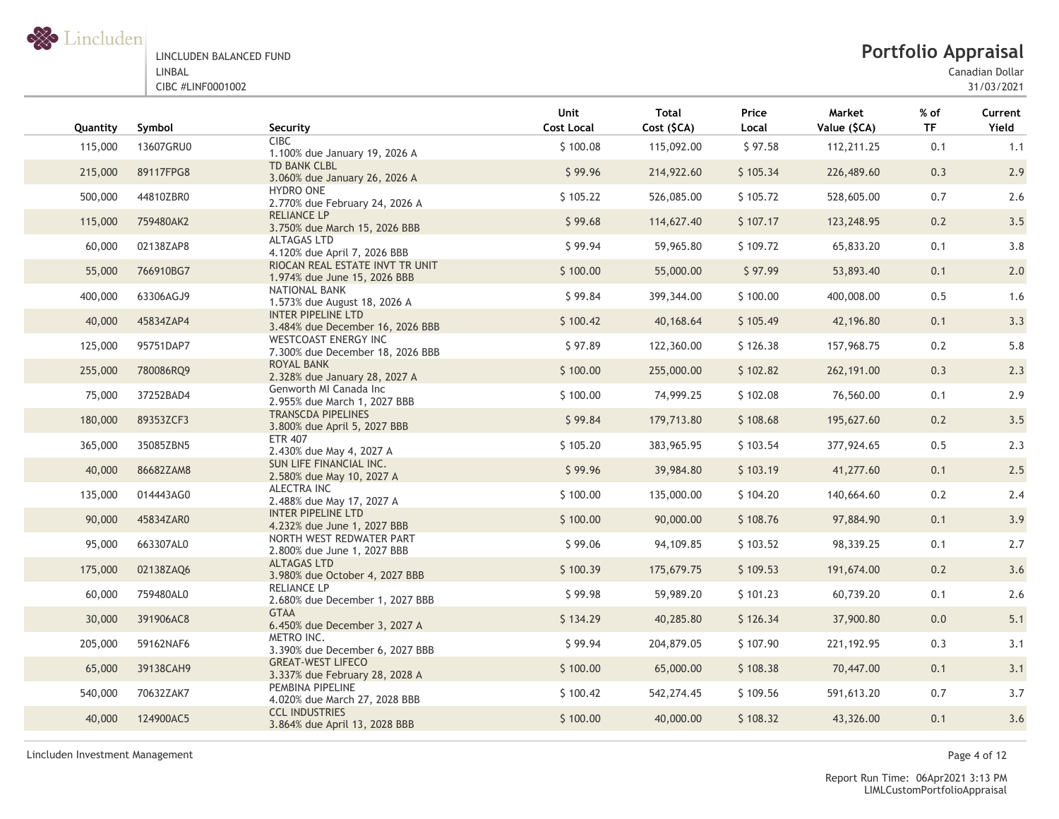LINCLUDEN BALANCED FUND
LINBAL
CIBC #LINF0001002

# Portfolio Appraisal

Canadian Dollar
31/03/2021

| Quantity | Symbol | Security | Unit Cost Local | Total Cost ($CA) | Price Local | Market Value ($CA) | % of TF | Current Yield |
|---|---|---|---|---|---|---|---|---|
| 115,000 | 13607GRU0 | CIBC 1.100% due January 19, 2026 A | $ 100.08 | 115,092.00 | $ 97.58 | 112,211.25 | 0.1 | 1.1 |
| 215,000 | 89117FPG8 | TD BANK CLBL 3.060% due January 26, 2026 A | $ 99.96 | 214,922.60 | $ 105.34 | 226,489.60 | 0.3 | 2.9 |
| 500,000 | 44810ZBR0 | HYDRO ONE 2.770% due February 24, 2026 A | $ 105.22 | 526,085.00 | $ 105.72 | 528,605.00 | 0.7 | 2.6 |
| 115,000 | 759480AK2 | RELIANCE LP 3.750% due March 15, 2026 BBB | $ 99.68 | 114,627.40 | $ 107.17 | 123,248.95 | 0.2 | 3.5 |
| 60,000 | 02138ZAP8 | ALTAGAS LTD 4.120% due April 7, 2026 BBB | $ 99.94 | 59,965.80 | $ 109.72 | 65,833.20 | 0.1 | 3.8 |
| 55,000 | 766910BG7 | RIOCAN REAL ESTATE INVT TR UNIT 1.974% due June 15, 2026 BBB | $ 100.00 | 55,000.00 | $ 97.99 | 53,893.40 | 0.1 | 2.0 |
| 400,000 | 63306AGJ9 | NATIONAL BANK 1.573% due August 18, 2026 A | $ 99.84 | 399,344.00 | $ 100.00 | 400,008.00 | 0.5 | 1.6 |
| 40,000 | 45834ZAP4 | INTER PIPELINE LTD 3.484% due December 16, 2026 BBB | $ 100.42 | 40,168.64 | $ 105.49 | 42,196.80 | 0.1 | 3.3 |
| 125,000 | 95751DAP7 | WESTCOAST ENERGY INC 7.300% due December 18, 2026 BBB | $ 97.89 | 122,360.00 | $ 126.38 | 157,968.75 | 0.2 | 5.8 |
| 255,000 | 780086RQ9 | ROYAL BANK 2.328% due January 28, 2027 A | $ 100.00 | 255,000.00 | $ 102.82 | 262,191.00 | 0.3 | 2.3 |
| 75,000 | 37252BAD4 | Genworth MI Canada Inc 2.955% due March 1, 2027 BBB | $ 100.00 | 74,999.25 | $ 102.08 | 76,560.00 | 0.1 | 2.9 |
| 180,000 | 89353ZCF3 | TRANSCDA PIPELINES 3.800% due April 5, 2027 BBB | $ 99.84 | 179,713.80 | $ 108.68 | 195,627.60 | 0.2 | 3.5 |
| 365,000 | 35085ZBN5 | ETR 407 2.430% due May 4, 2027 A | $ 105.20 | 383,965.95 | $ 103.54 | 377,924.65 | 0.5 | 2.3 |
| 40,000 | 86682ZAM8 | SUN LIFE FINANCIAL INC. 2.580% due May 10, 2027 A | $ 99.96 | 39,984.80 | $ 103.19 | 41,277.60 | 0.1 | 2.5 |
| 135,000 | 014443AG0 | ALECTRA INC 2.488% due May 17, 2027 A | $ 100.00 | 135,000.00 | $ 104.20 | 140,664.60 | 0.2 | 2.4 |
| 90,000 | 45834ZAR0 | INTER PIPELINE LTD 4.232% due June 1, 2027 BBB | $ 100.00 | 90,000.00 | $ 108.76 | 97,884.90 | 0.1 | 3.9 |
| 95,000 | 663307AL0 | NORTH WEST REDWATER PART 2.800% due June 1, 2027 BBB | $ 99.06 | 94,109.85 | $ 103.52 | 98,339.25 | 0.1 | 2.7 |
| 175,000 | 02138ZAQ6 | ALTAGAS LTD 3.980% due October 4, 2027 BBB | $ 100.39 | 175,679.75 | $ 109.53 | 191,674.00 | 0.2 | 3.6 |
| 60,000 | 759480AL0 | RELIANCE LP 2.680% due December 1, 2027 BBB | $ 99.98 | 59,989.20 | $ 101.23 | 60,739.20 | 0.1 | 2.6 |
| 30,000 | 391906AC8 | GTAA 6.450% due December 3, 2027 A | $ 134.29 | 40,285.80 | $ 126.34 | 37,900.80 | 0.0 | 5.1 |
| 205,000 | 59162NAF6 | METRO INC. 3.390% due December 6, 2027 BBB | $ 99.94 | 204,879.05 | $ 107.90 | 221,192.95 | 0.3 | 3.1 |
| 65,000 | 39138CAH9 | GREAT-WEST LIFECO 3.337% due February 28, 2028 A | $ 100.00 | 65,000.00 | $ 108.38 | 70,447.00 | 0.1 | 3.1 |
| 540,000 | 70632ZAK7 | PEMBINA PIPELINE 4.020% due March 27, 2028 BBB | $ 100.42 | 542,274.45 | $ 109.56 | 591,613.20 | 0.7 | 3.7 |
| 40,000 | 124900AC5 | CCL INDUSTRIES 3.864% due April 13, 2028 BBB | $ 100.00 | 40,000.00 | $ 108.32 | 43,326.00 | 0.1 | 3.6 |

Lincluden Investment Management

Report Run Time: 06Apr2021 3:13 PM
LIMLCustomPortfolioAppraisal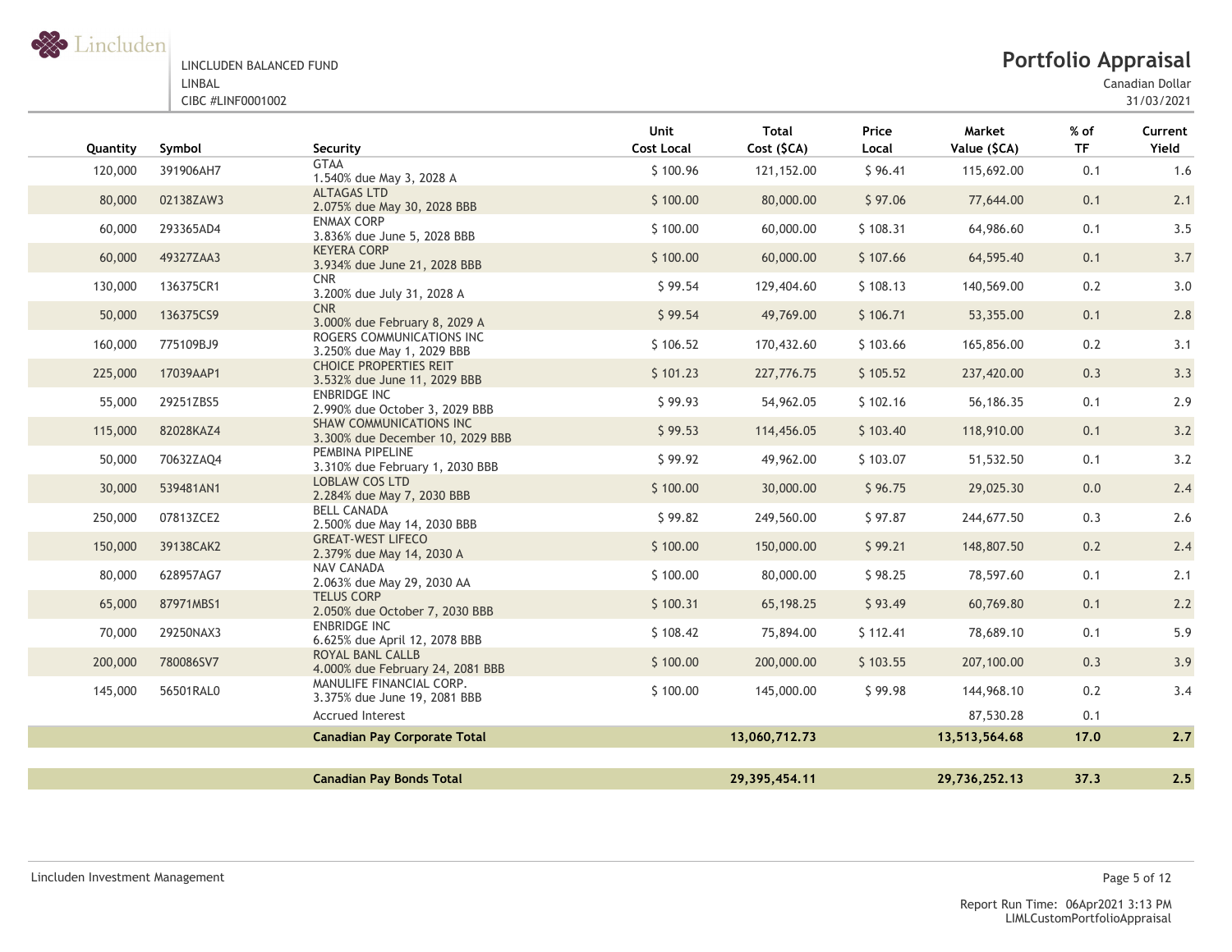LINCLUDEN BALANCED FUND
LINBAL
CIBC #LINF0001002

# Portfolio Appraisal

Canadian Dollar
31/03/2021

| Quantity | Symbol | Security | Unit Cost Local | Total Cost ($CA) | Price Local | Market Value ($CA) | % of TF | Current Yield |
|---|---|---|---|---|---|---|---|---|
| 120,000 | 391906AH7 | GTAA 1.540% due May 3, 2028 A | $ 100.96 | 121,152.00 | $ 96.41 | 115,692.00 | 0.1 | 1.6 |
| 80,000 | 02138ZAW3 | ALTAGAS LTD 2.075% due May 30, 2028 BBB | $ 100.00 | 80,000.00 | $ 97.06 | 77,644.00 | 0.1 | 2.1 |
| 60,000 | 293365AD4 | ENMAX CORP 3.836% due June 5, 2028 BBB | $ 100.00 | 60,000.00 | $ 108.31 | 64,986.60 | 0.1 | 3.5 |
| 60,000 | 49327ZAA3 | KEYERA CORP 3.934% due June 21, 2028 BBB | $ 100.00 | 60,000.00 | $ 107.66 | 64,595.40 | 0.1 | 3.7 |
| 130,000 | 136375CR1 | CNR 3.200% due July 31, 2028 A | $ 99.54 | 129,404.60 | $ 108.13 | 140,569.00 | 0.2 | 3.0 |
| 50,000 | 136375CS9 | CNR 3.000% due February 8, 2029 A | $ 99.54 | 49,769.00 | $ 106.71 | 53,355.00 | 0.1 | 2.8 |
| 160,000 | 775109BJ9 | ROGERS COMMUNICATIONS INC 3.250% due May 1, 2029 BBB | $ 106.52 | 170,432.60 | $ 103.66 | 165,856.00 | 0.2 | 3.1 |
| 225,000 | 17039AAP1 | CHOICE PROPERTIES REIT 3.532% due June 11, 2029 BBB | $ 101.23 | 227,776.75 | $ 105.52 | 237,420.00 | 0.3 | 3.3 |
| 55,000 | 29251ZBS5 | ENBRIDGE INC 2.990% due October 3, 2029 BBB | $ 99.93 | 54,962.05 | $ 102.16 | 56,186.35 | 0.1 | 2.9 |
| 115,000 | 82028KAZ4 | SHAW COMMUNICATIONS INC 3.300% due December 10, 2029 BBB | $ 99.53 | 114,456.05 | $ 103.40 | 118,910.00 | 0.1 | 3.2 |
| 50,000 | 70632ZAQ4 | PEMBINA PIPELINE 3.310% due February 1, 2030 BBB | $ 99.92 | 49,962.00 | $ 103.07 | 51,532.50 | 0.1 | 3.2 |
| 30,000 | 539481AN1 | LOBLAW COS LTD 2.284% due May 7, 2030 BBB | $ 100.00 | 30,000.00 | $ 96.75 | 29,025.30 | 0.0 | 2.4 |
| 250,000 | 07813ZCE2 | BELL CANADA 2.500% due May 14, 2030 BBB | $ 99.82 | 249,560.00 | $ 97.87 | 244,677.50 | 0.3 | 2.6 |
| 150,000 | 39138CAK2 | GREAT-WEST LIFECO 2.379% due May 14, 2030 A | $ 100.00 | 150,000.00 | $ 99.21 | 148,807.50 | 0.2 | 2.4 |
| 80,000 | 628957AG7 | NAV CANADA 2.063% due May 29, 2030 AA | $ 100.00 | 80,000.00 | $ 98.25 | 78,597.60 | 0.1 | 2.1 |
| 65,000 | 87971MBS1 | TELUS CORP 2.050% due October 7, 2030 BBB | $ 100.31 | 65,198.25 | $ 93.49 | 60,769.80 | 0.1 | 2.2 |
| 70,000 | 29250NAX3 | ENBRIDGE INC 6.625% due April 12, 2078 BBB | $ 108.42 | 75,894.00 | $ 112.41 | 78,689.10 | 0.1 | 5.9 |
| 200,000 | 780086SV7 | ROYAL BANL CALLB 4.000% due February 24, 2081 BBB | $ 100.00 | 200,000.00 | $ 103.55 | 207,100.00 | 0.3 | 3.9 |
| 145,000 | 56501RAL0 | MANULIFE FINANCIAL CORP. 3.375% due June 19, 2081 BBB | $ 100.00 | 145,000.00 | $ 99.98 | 144,968.10 | 0.2 | 3.4 |
| | | Accrued Interest | | | | 87,530.28 | 0.1 | |
| | | **Canadian Pay Corporate Total** | | **13,060,712.73** | | **13,513,564.68** | **17.0** | **2.7** |
| | | **Canadian Pay Bonds Total** | | **29,395,454.11** | | **29,736,252.13** | **37.3** | **2.5** |

Lincluden Investment Management

Report Run Time: 06Apr2021 3:13 PM
LIMLCustomPortfolioAppraisal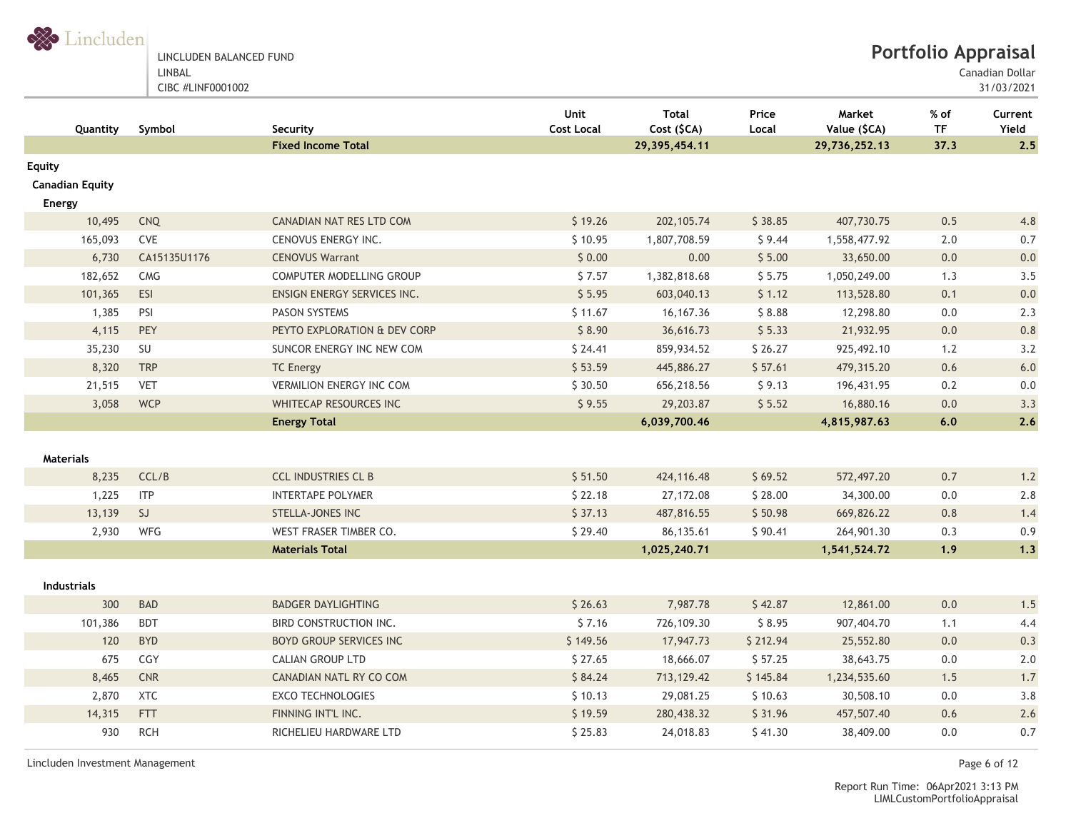LINCLUDEN BALANCED FUND
LINBAL
CIBC #LINF0001002

# Portfolio Appraisal

Canadian Dollar
31/03/2021

| Quantity | Symbol | Security | Unit Cost Local | Total Cost ($CA) | Price Local | Market Value ($CA) | % of TF | Current Yield |
|---|---|---|---|---|---|---|---|---|
| | | **Fixed Income Total** | | **29,395,454.11** | | **29,736,252.13** | **37.3** | **2.5** |
| **Equity** | | | | | | | | |
| **Canadian Equity** | | | | | | | | |
| **Energy** | | | | | | | | |
| 10,495 | CNQ | CANADIAN NAT RES LTD COM | $ 19.26 | 202,105.74 | $ 38.85 | 407,730.75 | 0.5 | 4.8 |
| 165,093 | CVE | CENOVUS ENERGY INC. | $ 10.95 | 1,807,708.59 | $ 9.44 | 1,558,477.92 | 2.0 | 0.7 |
| 6,730 | CA15135U1176 | CENOVUS Warrant | $ 0.00 | 0.00 | $ 5.00 | 33,650.00 | 0.0 | 0.0 |
| 182,652 | CMG | COMPUTER MODELLING GROUP | $ 7.57 | 1,382,818.68 | $ 5.75 | 1,050,249.00 | 1.3 | 3.5 |
| 101,365 | ESI | ENSIGN ENERGY SERVICES INC. | $ 5.95 | 603,040.13 | $ 1.12 | 113,528.80 | 0.1 | 0.0 |
| 1,385 | PSI | PASON SYSTEMS | $ 11.67 | 16,167.36 | $ 8.88 | 12,298.80 | 0.0 | 2.3 |
| 4,115 | PEY | PEYTO EXPLORATION & DEV CORP | $ 8.90 | 36,616.73 | $ 5.33 | 21,932.95 | 0.0 | 0.8 |
| 35,230 | SU | SUNCOR ENERGY INC NEW COM | $ 24.41 | 859,934.52 | $ 26.27 | 925,492.10 | 1.2 | 3.2 |
| 8,320 | TRP | TC Energy | $ 53.59 | 445,886.27 | $ 57.61 | 479,315.20 | 0.6 | 6.0 |
| 21,515 | VET | VERMILION ENERGY INC COM | $ 30.50 | 656,218.56 | $ 9.13 | 196,431.95 | 0.2 | 0.0 |
| 3,058 | WCP | WHITECAP RESOURCES INC | $ 9.55 | 29,203.87 | $ 5.52 | 16,880.16 | 0.0 | 3.3 |
| | | **Energy Total** | | **6,039,700.46** | | **4,815,987.63** | **6.0** | **2.6** |
| **Materials** | | | | | | | | |
| 8,235 | CCL/B | CCL INDUSTRIES CL B | $ 51.50 | 424,116.48 | $ 69.52 | 572,497.20 | 0.7 | 1.2 |
| 1,225 | ITP | INTERTAPE POLYMER | $ 22.18 | 27,172.08 | $ 28.00 | 34,300.00 | 0.0 | 2.8 |
| 13,139 | SJ | STELLA-JONES INC | $ 37.13 | 487,816.55 | $ 50.98 | 669,826.22 | 0.8 | 1.4 |
| 2,930 | WFG | WEST FRASER TIMBER CO. | $ 29.40 | 86,135.61 | $ 90.41 | 264,901.30 | 0.3 | 0.9 |
| | | **Materials Total** | | **1,025,240.71** | | **1,541,524.72** | **1.9** | **1.3** |
| **Industrials** | | | | | | | | |
| 300 | BAD | BADGER DAYLIGHTING | $ 26.63 | 7,987.78 | $ 42.87 | 12,861.00 | 0.0 | 1.5 |
| 101,386 | BDT | BIRD CONSTRUCTION INC. | $ 7.16 | 726,109.30 | $ 8.95 | 907,404.70 | 1.1 | 4.4 |
| 120 | BYD | BOYD GROUP SERVICES INC | $ 149.56 | 17,947.73 | $ 212.94 | 25,552.80 | 0.0 | 0.3 |
| 675 | CGY | CALIAN GROUP LTD | $ 27.65 | 18,666.07 | $ 57.25 | 38,643.75 | 0.0 | 2.0 |
| 8,465 | CNR | CANADIAN NATL RY CO COM | $ 84.24 | 713,129.42 | $ 145.84 | 1,234,535.60 | 1.5 | 1.7 |
| 2,870 | XTC | EXCO TECHNOLOGIES | $ 10.13 | 29,081.25 | $ 10.63 | 30,508.10 | 0.0 | 3.8 |
| 14,315 | FTT | FINNING INT'L INC. | $ 19.59 | 280,438.32 | $ 31.96 | 457,507.40 | 0.6 | 2.6 |
| 930 | RCH | RICHELIEU HARDWARE LTD | $ 25.83 | 24,018.83 | $ 41.30 | 38,409.00 | 0.0 | 0.7 |

Report Run Time: 06Apr2021 3:13 PM
LIMLCustomPortfolioAppraisal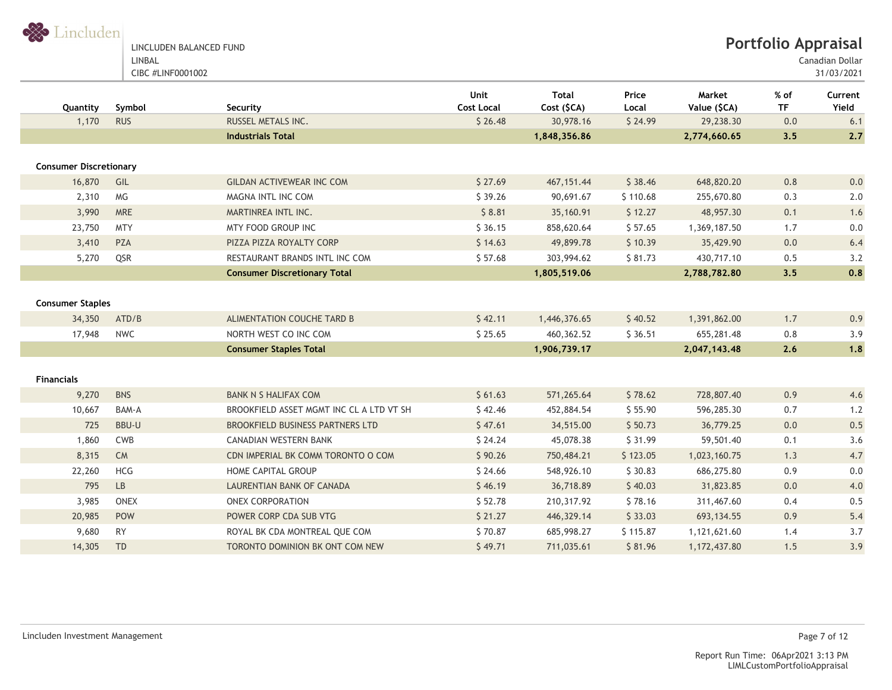LINCLUDEN BALANCED FUND
LINBAL
CIBC #LINF0001002

# Portfolio Appraisal

Canadian Dollar
31/03/2021

| Quantity | Symbol | Security | Unit Cost Local | Total Cost ($CA) | Price Local | Market Value ($CA) | % of TF | Current Yield |
|---|---|---|---|---|---|---|---|---|
| 1,170 | RUS | RUSSEL METALS INC. | $ 26.48 | 30,978.16 | $ 24.99 | 29,238.30 | 0.0 | 6.1 |
| | | **Industrials Total** | | **1,848,356.86** | | **2,774,660.65** | **3.5** | **2.7** |
| **Consumer Discretionary** | | | | | | | | |
| 16,870 | GIL | GILDAN ACTIVEWEAR INC COM | $ 27.69 | 467,151.44 | $ 38.46 | 648,820.20 | 0.8 | 0.0 |
| 2,310 | MG | MAGNA INTL INC COM | $ 39.26 | 90,691.67 | $ 110.68 | 255,670.80 | 0.3 | 2.0 |
| 3,990 | MRE | MARTINREA INTL INC. | $ 8.81 | 35,160.91 | $ 12.27 | 48,957.30 | 0.1 | 1.6 |
| 23,750 | MTY | MTY FOOD GROUP INC | $ 36.15 | 858,620.64 | $ 57.65 | 1,369,187.50 | 1.7 | 0.0 |
| 3,410 | PZA | PIZZA PIZZA ROYALTY CORP | $ 14.63 | 49,899.78 | $ 10.39 | 35,429.90 | 0.0 | 6.4 |
| 5,270 | QSR | RESTAURANT BRANDS INTL INC COM | $ 57.68 | 303,994.62 | $ 81.73 | 430,717.10 | 0.5 | 3.2 |
| | | **Consumer Discretionary Total** | | **1,805,519.06** | | **2,788,782.80** | **3.5** | **0.8** |
| **Consumer Staples** | | | | | | | | |
| 34,350 | ATD/B | ALIMENTATION COUCHE TARD B | $ 42.11 | 1,446,376.65 | $ 40.52 | 1,391,862.00 | 1.7 | 0.9 |
| 17,948 | NWC | NORTH WEST CO INC COM | $ 25.65 | 460,362.52 | $ 36.51 | 655,281.48 | 0.8 | 3.9 |
| | | **Consumer Staples Total** | | **1,906,739.17** | | **2,047,143.48** | **2.6** | **1.8** |
| **Financials** | | | | | | | | |
| 9,270 | BNS | BANK N S HALIFAX COM | $ 61.63 | 571,265.64 | $ 78.62 | 728,807.40 | 0.9 | 4.6 |
| 10,667 | BAM-A | BROOKFIELD ASSET MGMT INC CL A LTD VT SH | $ 42.46 | 452,884.54 | $ 55.90 | 596,285.30 | 0.7 | 1.2 |
| 725 | BBU-U | BROOKFIELD BUSINESS PARTNERS LTD | $ 47.61 | 34,515.00 | $ 50.73 | 36,779.25 | 0.0 | 0.5 |
| 1,860 | CWB | CANADIAN WESTERN BANK | $ 24.24 | 45,078.38 | $ 31.99 | 59,501.40 | 0.1 | 3.6 |
| 8,315 | CM | CDN IMPERIAL BK COMM TORONTO O COM | $ 90.26 | 750,484.21 | $ 123.05 | 1,023,160.75 | 1.3 | 4.7 |
| 22,260 | HCG | HOME CAPITAL GROUP | $ 24.66 | 548,926.10 | $ 30.83 | 686,275.80 | 0.9 | 0.0 |
| 795 | LB | LAURENTIAN BANK OF CANADA | $ 46.19 | 36,718.89 | $ 40.03 | 31,823.85 | 0.0 | 4.0 |
| 3,985 | ONEX | ONEX CORPORATION | $ 52.78 | 210,317.92 | $ 78.16 | 311,467.60 | 0.4 | 0.5 |
| 20,985 | POW | POWER CORP CDA SUB VTG | $ 21.27 | 446,329.14 | $ 33.03 | 693,134.55 | 0.9 | 5.4 |
| 9,680 | RY | ROYAL BK CDA MONTREAL QUE COM | $ 70.87 | 685,998.27 | $ 115.87 | 1,121,621.60 | 1.4 | 3.7 |
| 14,305 | TD | TORONTO DOMINION BK ONT COM NEW | $ 49.71 | 711,035.61 | $ 81.96 | 1,172,437.80 | 1.5 | 3.9 |

Report Run Time: 06Apr2021 3:13 PM
LIMLCustomPortfolioAppraisal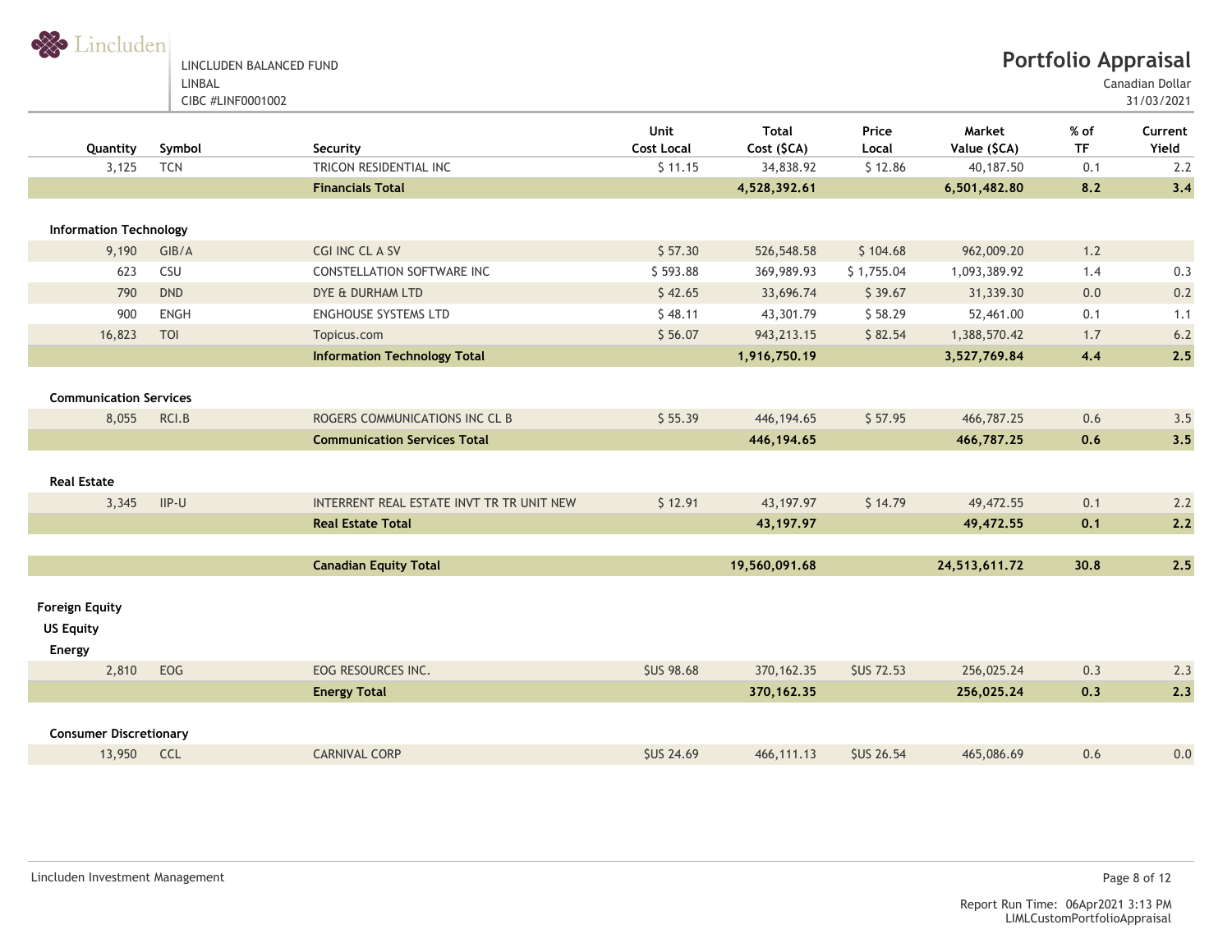LINCLUDEN BALANCED FUND
LINBAL
CIBC #LINF0001002

# Portfolio Appraisal

Canadian Dollar
31/03/2021

| Quantity | Symbol | Security | Unit Cost Local | Total Cost ($CA) | Price Local | Market Value ($CA) | % of TF | Current Yield |
|---|---|---|---|---|---|---|---|---|
| 3,125 | TCN | TRICON RESIDENTIAL INC | $ 11.15 | 34,838.92 | $ 12.86 | 40,187.50 | 0.1 | 2.2 |
| | | **Financials Total** | | **4,528,392.61** | | **6,501,482.80** | **8.2** | **3.4** |
| **Information Technology** | | | | | | | | |
| 9,190 | GIB/A | CGI INC CL A SV | $ 57.30 | 526,548.58 | $ 104.68 | 962,009.20 | 1.2 | |
| 623 | CSU | CONSTELLATION SOFTWARE INC | $ 593.88 | 369,989.93 | $ 1,755.04 | 1,093,389.92 | 1.4 | 0.3 |
| 790 | DND | DYE & DURHAM LTD | $ 42.65 | 33,696.74 | $ 39.67 | 31,339.30 | 0.0 | 0.2 |
| 900 | ENGH | ENGHOUSE SYSTEMS LTD | $ 48.11 | 43,301.79 | $ 58.29 | 52,461.00 | 0.1 | 1.1 |
| 16,823 | TOI | Topicus.com | $ 56.07 | 943,213.15 | $ 82.54 | 1,388,570.42 | 1.7 | 6.2 |
| | | **Information Technology Total** | | **1,916,750.19** | | **3,527,769.84** | **4.4** | **2.5** |
| **Communication Services** | | | | | | | | |
| 8,055 | RCI.B | ROGERS COMMUNICATIONS INC CL B | $ 55.39 | 446,194.65 | $ 57.95 | 466,787.25 | 0.6 | 3.5 |
| | | **Communication Services Total** | | **446,194.65** | | **466,787.25** | **0.6** | **3.5** |
| **Real Estate** | | | | | | | | |
| 3,345 | IIP-U | INTERRENT REAL ESTATE INVT TR TR UNIT NEW | $ 12.91 | 43,197.97 | $ 14.79 | 49,472.55 | 0.1 | 2.2 |
| | | **Real Estate Total** | | **43,197.97** | | **49,472.55** | **0.1** | **2.2** |
| | | **Canadian Equity Total** | | **19,560,091.68** | | **24,513,611.72** | **30.8** | **2.5** |
| **Foreign Equity** | | | | | | | | |
| **US Equity** | | | | | | | | |
| **Energy** | | | | | | | | |
| 2,810 | EOG | EOG RESOURCES INC. | $US 98.68 | 370,162.35 | $US 72.53 | 256,025.24 | 0.3 | 2.3 |
| | | **Energy Total** | | **370,162.35** | | **256,025.24** | **0.3** | **2.3** |
| **Consumer Discretionary** | | | | | | | | |
| 13,950 | CCL | CARNIVAL CORP | $US 24.69 | 466,111.13 | $US 26.54 | 465,086.69 | 0.6 | 0.0 |

Lincluden Investment Management

Report Run Time: 06Apr2021 3:13 PM
LIMLCustomPortfolioAppraisal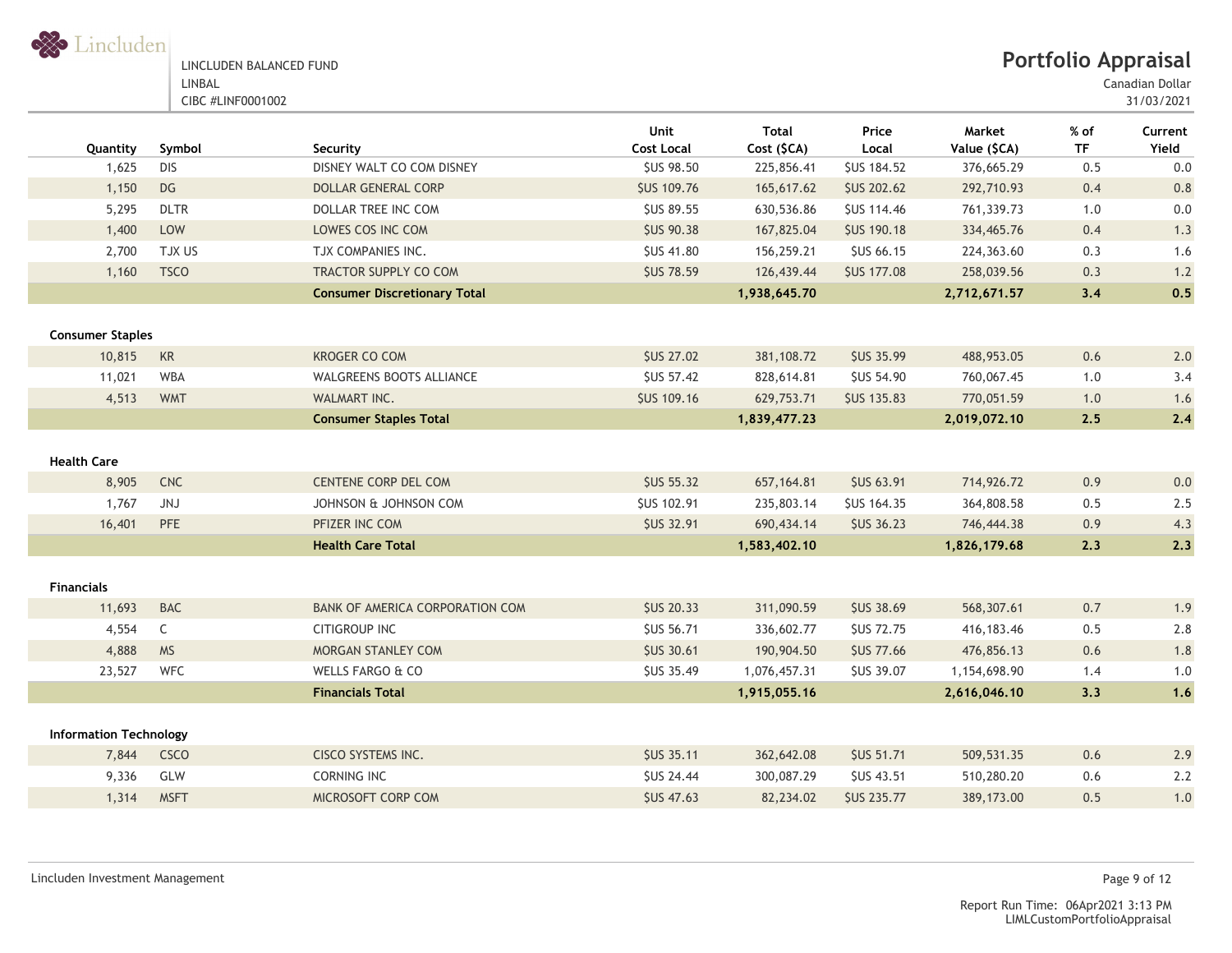LINCLUDEN BALANCED FUND
LINBAL
CIBC #LINF0001002

## Portfolio Appraisal

Canadian Dollar
31/03/2021

| Quantity | Symbol | Security | Unit Cost Local | Total Cost ($CA) | Price Local | Market Value ($CA) | % of TF | Current Yield |
|---|---|---|---|---|---|---|---|---|
| 1,625 | DIS | DISNEY WALT CO COM DISNEY | $US 98.50 | 225,856.41 | $US 184.52 | 376,665.29 | 0.5 | 0.0 |
| 1,150 | DG | DOLLAR GENERAL CORP | $US 109.76 | 165,617.62 | $US 202.62 | 292,710.93 | 0.4 | 0.8 |
| 5,295 | DLTR | DOLLAR TREE INC COM | $US 89.55 | 630,536.86 | $US 114.46 | 761,339.73 | 1.0 | 0.0 |
| 1,400 | LOW | LOWES COS INC COM | $US 90.38 | 167,825.04 | $US 190.18 | 334,465.76 | 0.4 | 1.3 |
| 2,700 | TJX US | TJX COMPANIES INC. | $US 41.80 | 156,259.21 | $US 66.15 | 224,363.60 | 0.3 | 1.6 |
| 1,160 | TSCO | TRACTOR SUPPLY CO COM | $US 78.59 | 126,439.44 | $US 177.08 | 258,039.56 | 0.3 | 1.2 |
| | | **Consumer Discretionary Total** | | **1,938,645.70** | | **2,712,671.57** | **3.4** | **0.5** |
| **Consumer Staples** | | | | | | | | |
| 10,815 | KR | KROGER CO COM | $US 27.02 | 381,108.72 | $US 35.99 | 488,953.05 | 0.6 | 2.0 |
| 11,021 | WBA | WALGREENS BOOTS ALLIANCE | $US 57.42 | 828,614.81 | $US 54.90 | 760,067.45 | 1.0 | 3.4 |
| 4,513 | WMT | WALMART INC. | $US 109.16 | 629,753.71 | $US 135.83 | 770,051.59 | 1.0 | 1.6 |
| | | **Consumer Staples Total** | | **1,839,477.23** | | **2,019,072.10** | **2.5** | **2.4** |
| **Health Care** | | | | | | | | |
| 8,905 | CNC | CENTENE CORP DEL COM | $US 55.32 | 657,164.81 | $US 63.91 | 714,926.72 | 0.9 | 0.0 |
| 1,767 | JNJ | JOHNSON & JOHNSON COM | $US 102.91 | 235,803.14 | $US 164.35 | 364,808.58 | 0.5 | 2.5 |
| 16,401 | PFE | PFIZER INC COM | $US 32.91 | 690,434.14 | $US 36.23 | 746,444.38 | 0.9 | 4.3 |
| | | **Health Care Total** | | **1,583,402.10** | | **1,826,179.68** | **2.3** | **2.3** |
| **Financials** | | | | | | | | |
| 11,693 | BAC | BANK OF AMERICA CORPORATION COM | $US 20.33 | 311,090.59 | $US 38.69 | 568,307.61 | 0.7 | 1.9 |
| 4,554 | C | CITIGROUP INC | $US 56.71 | 336,602.77 | $US 72.75 | 416,183.46 | 0.5 | 2.8 |
| 4,888 | MS | MORGAN STANLEY COM | $US 30.61 | 190,904.50 | $US 77.66 | 476,856.13 | 0.6 | 1.8 |
| 23,527 | WFC | WELLS FARGO & CO | $US 35.49 | 1,076,457.31 | $US 39.07 | 1,154,698.90 | 1.4 | 1.0 |
| | | **Financials Total** | | **1,915,055.16** | | **2,616,046.10** | **3.3** | **1.6** |
| **Information Technology** | | | | | | | | |
| 7,844 | CSCO | CISCO SYSTEMS INC. | $US 35.11 | 362,642.08 | $US 51.71 | 509,531.35 | 0.6 | 2.9 |
| 9,336 | GLW | CORNING INC | $US 24.44 | 300,087.29 | $US 43.51 | 510,280.20 | 0.6 | 2.2 |
| 1,314 | MSFT | MICROSOFT CORP COM | $US 47.63 | 82,234.02 | $US 235.77 | 389,173.00 | 0.5 | 1.0 |

Report Run Time: 06Apr2021 3:13 PM
LIMLCustomPortfolioAppraisal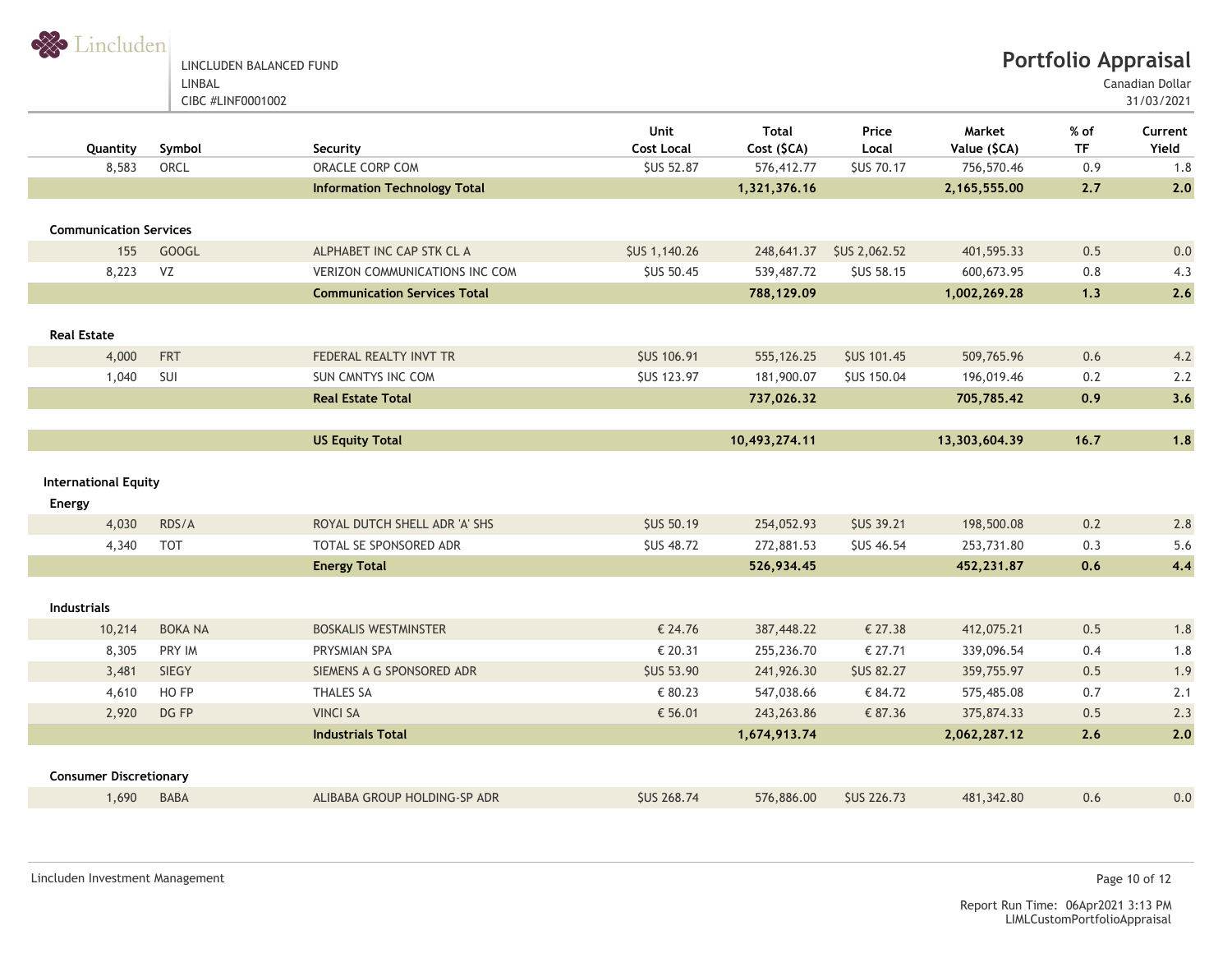LINCLUDEN BALANCED FUND
LINBAL
CIBC #LINF0001002

# Portfolio Appraisal

Canadian Dollar
31/03/2021

| Quantity | Symbol | Security | Unit Cost Local | Total Cost ($CA) | Price Local | Market Value ($CA) | % of TF | Current Yield |
|---|---|---|---|---|---|---|---|---|
| 8,583 | ORCL | ORACLE CORP COM | $US 52.87 | 576,412.77 | $US 70.17 | 756,570.46 | 0.9 | 1.8 |
| | | **Information Technology Total** | | **1,321,376.16** | | **2,165,555.00** | **2.7** | **2.0** |
| **Communication Services** | | | | | | | | |
| 155 | GOOGL | ALPHABET INC CAP STK CL A | $US 1,140.26 | 248,641.37 | $US 2,062.52 | 401,595.33 | 0.5 | 0.0 |
| 8,223 | VZ | VERIZON COMMUNICATIONS INC COM | $US 50.45 | 539,487.72 | $US 58.15 | 600,673.95 | 0.8 | 4.3 |
| | | **Communication Services Total** | | **788,129.09** | | **1,002,269.28** | **1.3** | **2.6** |
| **Real Estate** | | | | | | | | |
| 4,000 | FRT | FEDERAL REALTY INVT TR | $US 106.91 | 555,126.25 | $US 101.45 | 509,765.96 | 0.6 | 4.2 |
| 1,040 | SUI | SUN CMNTYS INC COM | $US 123.97 | 181,900.07 | $US 150.04 | 196,019.46 | 0.2 | 2.2 |
| | | **Real Estate Total** | | **737,026.32** | | **705,785.42** | **0.9** | **3.6** |
| | | **US Equity Total** | | **10,493,274.11** | | **13,303,604.39** | **16.7** | **1.8** |
| **International Equity** | | | | | | | | |
| **Energy** | | | | | | | | |
| 4,030 | RDS/A | ROYAL DUTCH SHELL ADR 'A' SHS | $US 50.19 | 254,052.93 | $US 39.21 | 198,500.08 | 0.2 | 2.8 |
| 4,340 | TOT | TOTAL SE SPONSORED ADR | $US 48.72 | 272,881.53 | $US 46.54 | 253,731.80 | 0.3 | 5.6 |
| | | **Energy Total** | | **526,934.45** | | **452,231.87** | **0.6** | **4.4** |
| **Industrials** | | | | | | | | |
| 10,214 | BOKA NA | BOSKALIS WESTMINSTER | € 24.76 | 387,448.22 | € 27.38 | 412,075.21 | 0.5 | 1.8 |
| 8,305 | PRY IM | PRYSMIAN SPA | € 20.31 | 255,236.70 | € 27.71 | 339,096.54 | 0.4 | 1.8 |
| 3,481 | SIEGY | SIEMENS A G SPONSORED ADR | $US 53.90 | 241,926.30 | $US 82.27 | 359,755.97 | 0.5 | 1.9 |
| 4,610 | HO FP | THALES SA | € 80.23 | 547,038.66 | € 84.72 | 575,485.08 | 0.7 | 2.1 |
| 2,920 | DG FP | VINCI SA | € 56.01 | 243,263.86 | € 87.36 | 375,874.33 | 0.5 | 2.3 |
| | | **Industrials Total** | | **1,674,913.74** | | **2,062,287.12** | **2.6** | **2.0** |
| **Consumer Discretionary** | | | | | | | | |
| 1,690 | BABA | ALIBABA GROUP HOLDING-SP ADR | $US 268.74 | 576,886.00 | $US 226.73 | 481,342.80 | 0.6 | 0.0 |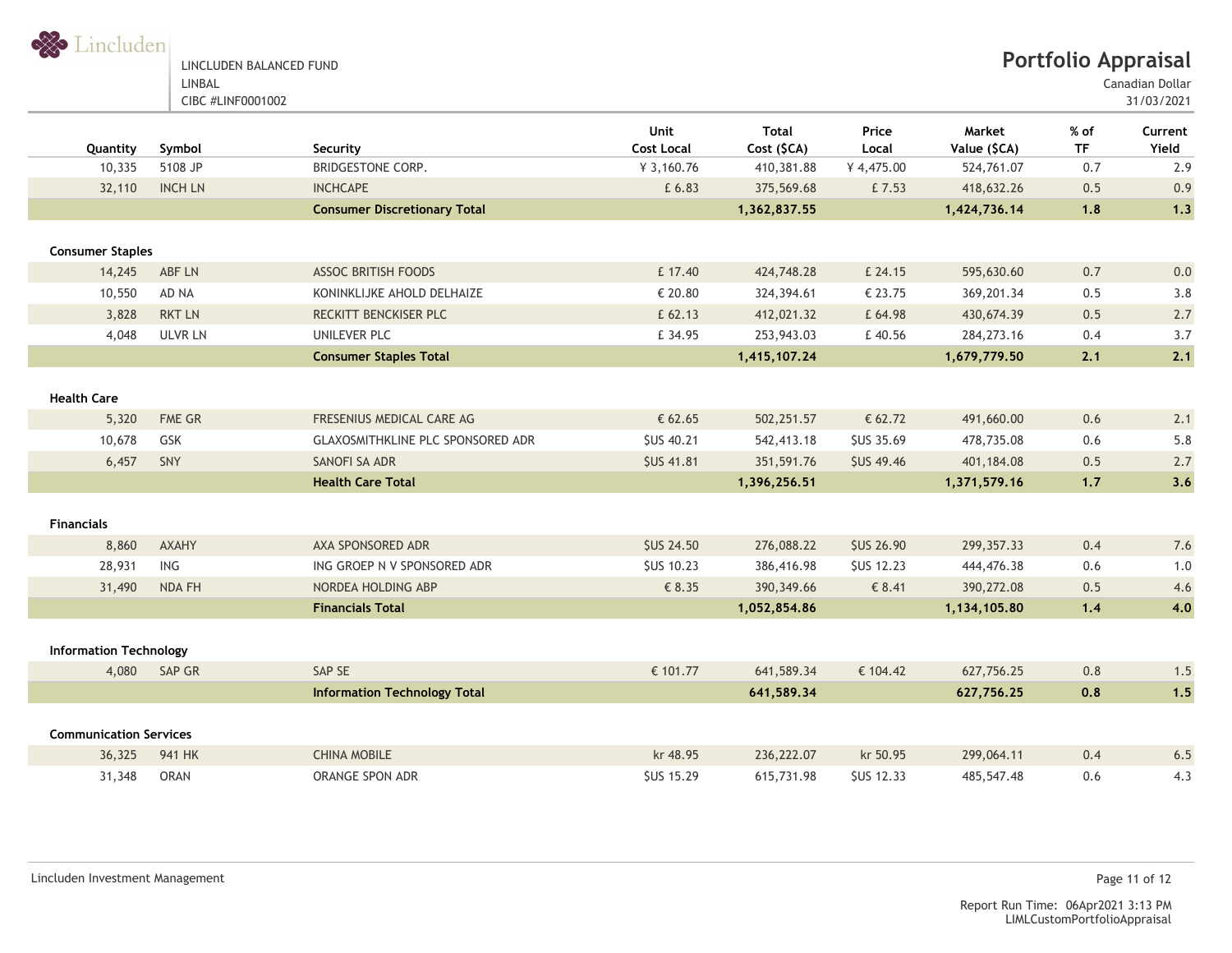LINCLUDEN BALANCED FUND
LINBAL
CIBC #LINF0001002

# Portfolio Appraisal

Canadian Dollar
31/03/2021

| Quantity | Symbol | Security | Unit Cost Local | Total Cost ($CA) | Price Local | Market Value ($CA) | % of TF | Current Yield |
|---|---|---|---|---|---|---|---|---|
| 10,335 | 5108 JP | BRIDGESTONE CORP. | ¥ 3,160.76 | 410,381.88 | ¥ 4,475.00 | 524,761.07 | 0.7 | 2.9 |
| 32,110 | INCH LN | INCHCAPE | £ 6.83 | 375,569.68 | £ 7.53 | 418,632.26 | 0.5 | 0.9 |
| | | **Consumer Discretionary Total** | | **1,362,837.55** | | **1,424,736.14** | **1.8** | **1.3** |
| **Consumer Staples** | | | | | | | | |
| 14,245 | ABF LN | ASSOC BRITISH FOODS | £ 17.40 | 424,748.28 | £ 24.15 | 595,630.60 | 0.7 | 0.0 |
| 10,550 | AD NA | KONINKLIJKE AHOLD DELHAIZE | € 20.80 | 324,394.61 | € 23.75 | 369,201.34 | 0.5 | 3.8 |
| 3,828 | RKT LN | RECKITT BENCKISER PLC | £ 62.13 | 412,021.32 | £ 64.98 | 430,674.39 | 0.5 | 2.7 |
| 4,048 | ULVR LN | UNILEVER PLC | £ 34.95 | 253,943.03 | £ 40.56 | 284,273.16 | 0.4 | 3.7 |
| | | **Consumer Staples Total** | | **1,415,107.24** | | **1,679,779.50** | **2.1** | **2.1** |
| **Health Care** | | | | | | | | |
| 5,320 | FME GR | FRESENIUS MEDICAL CARE AG | € 62.65 | 502,251.57 | € 62.72 | 491,660.00 | 0.6 | 2.1 |
| 10,678 | GSK | GLAXOSMITHKLINE PLC SPONSORED ADR | $US 40.21 | 542,413.18 | $US 35.69 | 478,735.08 | 0.6 | 5.8 |
| 6,457 | SNY | SANOFI SA ADR | $US 41.81 | 351,591.76 | $US 49.46 | 401,184.08 | 0.5 | 2.7 |
| | | **Health Care Total** | | **1,396,256.51** | | **1,371,579.16** | **1.7** | **3.6** |
| **Financials** | | | | | | | | |
| 8,860 | AXAHY | AXA SPONSORED ADR | $US 24.50 | 276,088.22 | $US 26.90 | 299,357.33 | 0.4 | 7.6 |
| 28,931 | ING | ING GROEP N V SPONSORED ADR | $US 10.23 | 386,416.98 | $US 12.23 | 444,476.38 | 0.6 | 1.0 |
| 31,490 | NDA FH | NORDEA HOLDING ABP | € 8.35 | 390,349.66 | € 8.41 | 390,272.08 | 0.5 | 4.6 |
| | | **Financials Total** | | **1,052,854.86** | | **1,134,105.80** | **1.4** | **4.0** |
| **Information Technology** | | | | | | | | |
| 4,080 | SAP GR | SAP SE | € 101.77 | 641,589.34 | € 104.42 | 627,756.25 | 0.8 | 1.5 |
| | | **Information Technology Total** | | **641,589.34** | | **627,756.25** | **0.8** | **1.5** |
| **Communication Services** | | | | | | | | |
| 36,325 | 941 HK | CHINA MOBILE | kr 48.95 | 236,222.07 | kr 50.95 | 299,064.11 | 0.4 | 6.5 |
| 31,348 | ORAN | ORANGE SPON ADR | $US 15.29 | 615,731.98 | $US 12.33 | 485,547.48 | 0.6 | 4.3 |

Lincluden Investment Management

Report Run Time: 06Apr2021 3:13 PM
LIMLCustomPortfolioAppraisal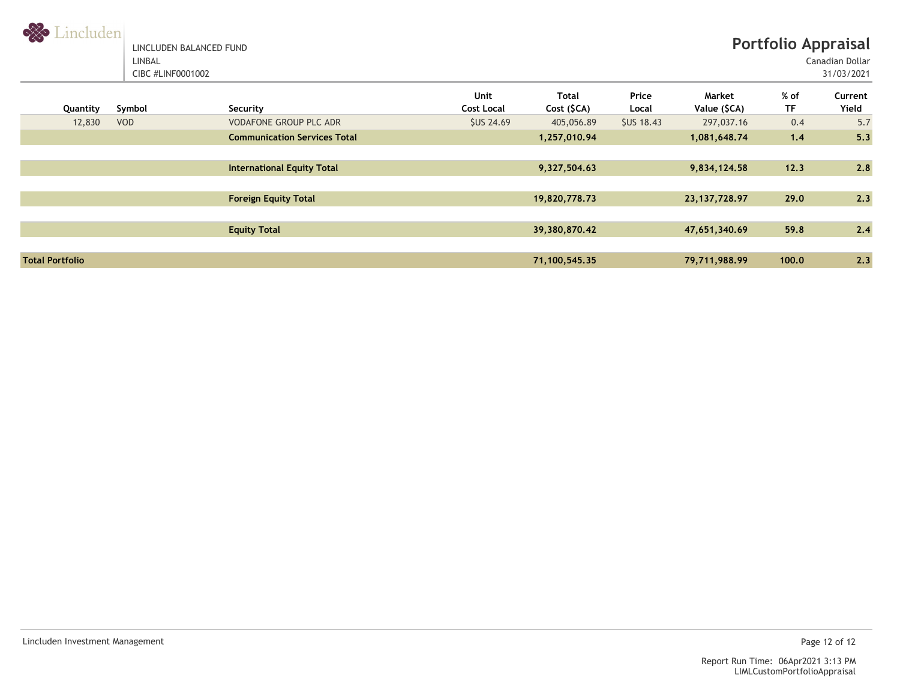LINCLUDEN BALANCED FUND
LINBAL
CIBC #LINF0001002

# Portfolio Appraisal

Canadian Dollar
31/03/2021

| Quantity | Symbol | Security | Unit Cost Local | Total Cost ($CA) | Price Local | Market Value ($CA) | % of TF | Current Yield |
|---|---|---|---|---|---|---|---|---|
| 12,830 | VOD | VODAFONE GROUP PLC ADR | $US 24.69 | 405,056.89 | $US 18.43 | 297,037.16 | 0.4 | 5.7 |
| | | **Communication Services Total** | | **1,257,010.94** | | **1,081,648.74** | **1.4** | **5.3** |
| | | **International Equity Total** | | **9,327,504.63** | | **9,834,124.58** | **12.3** | **2.8** |
| | | **Foreign Equity Total** | | **19,820,778.73** | | **23,137,728.97** | **29.0** | **2.3** |
| | | **Equity Total** | | **39,380,870.42** | | **47,651,340.69** | **59.8** | **2.4** |
| **Total Portfolio** | | | | **71,100,545.35** | | **79,711,988.99** | **100.0** | **2.3** |

Lincluden Investment Management

Report Run Time: 06Apr2021 3:13 PM
LIMLCustomPortfolioAppraisal